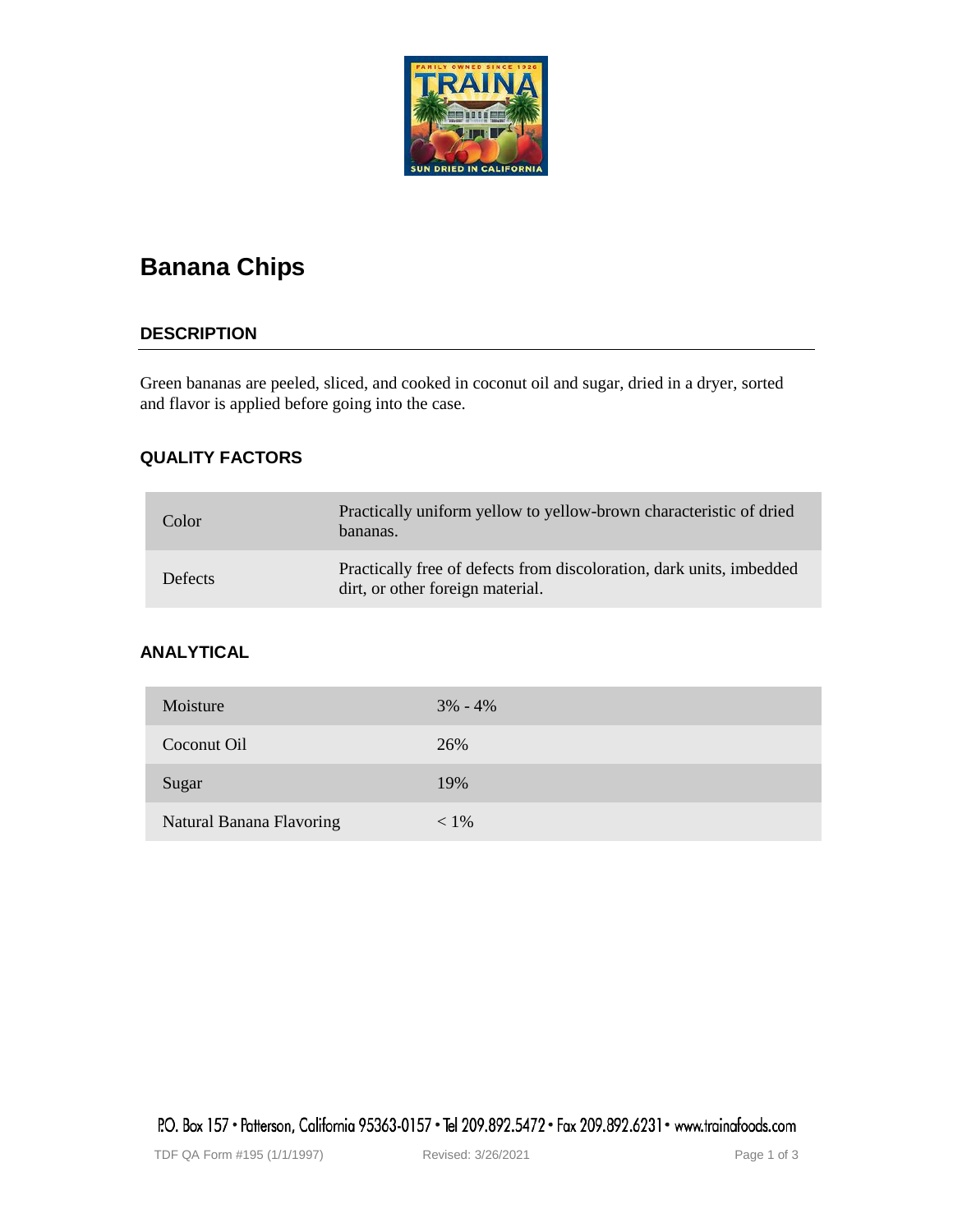# Banana Chips

## DESCRIPTION

Green bananas are peeled, sliced, and cooked in coconut oil and sugar, dried in a dryer, sorted and flavor is applied before going into the case.

## QUALITY FACTORS

| | |
|---|---|
| Color | Practically uniform yellow to yellow-brown characteristic of dried bananas. |
| Defects | Practically free of defects from discoloration, dark units, imbedded dirt, or other foreign material. |

## ANALYTICAL

| | |
|---|---|
| Moisture | 3% - 4% |
| Coconut Oil | 26% |
| Sugar | 19% |
| Natural Banana Flavoring | < 1% |

P.O. Box 157 • Patterson, California 95363-0157 • Tel 209.892.5472 • Fax 209.892.6231 • www.trainafoods.com

TDF QA Form #195 (1/1/1997) Revised: 3/26/2021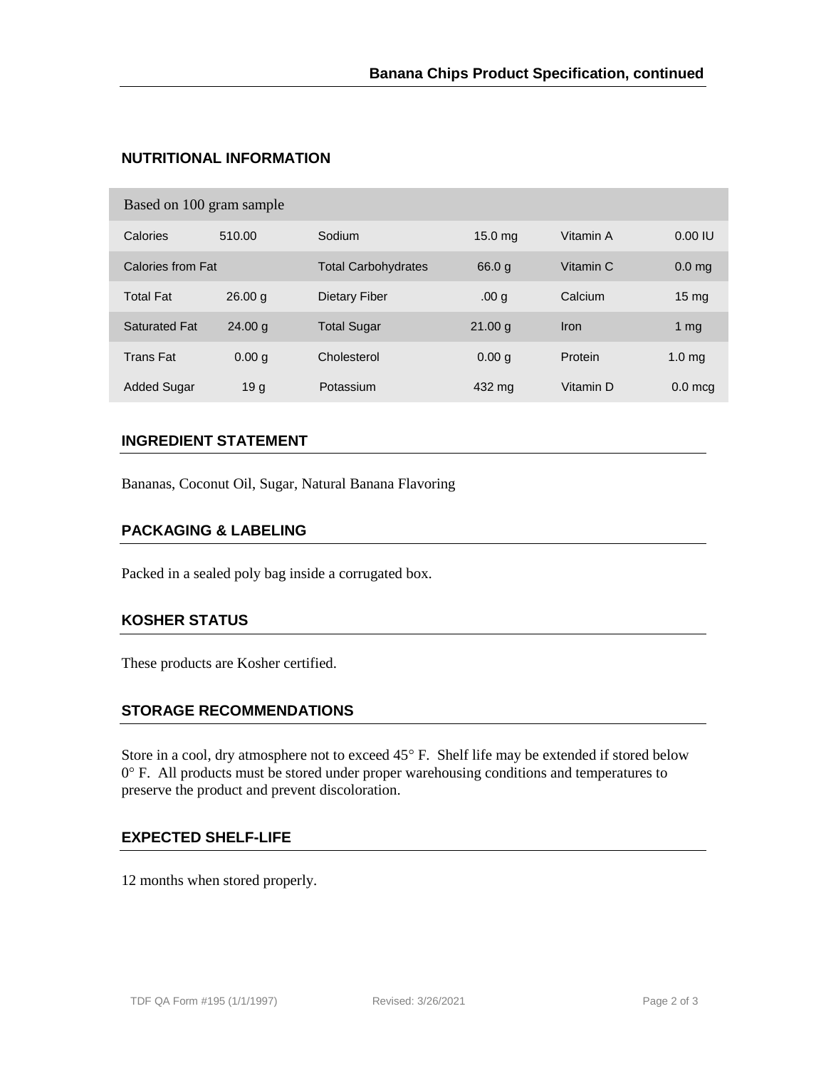## NUTRITIONAL INFORMATION

| Based on 100 gram sample | | | | | |
|---|---|---|---|---|---|
| Calories | 510.00 | Sodium | 15.0 mg | Vitamin A | 0.00 IU |
| Calories from Fat | | Total Carbohydrates | 66.0 g | Vitamin C | 0.0 mg |
| Total Fat | 26.00 g | Dietary Fiber | .00 g | Calcium | 15 mg |
| Saturated Fat | 24.00 g | Total Sugar | 21.00 g | Iron | 1 mg |
| Trans Fat | 0.00 g | Cholesterol | 0.00 g | Protein | 1.0 mg |
| Added Sugar | 19 g | Potassium | 432 mg | Vitamin D | 0.0 mcg |

## INGREDIENT STATEMENT

Bananas, Coconut Oil, Sugar, Natural Banana Flavoring

## PACKAGING & LABELING

Packed in a sealed poly bag inside a corrugated box.

## KOSHER STATUS

These products are Kosher certified.

## STORAGE RECOMMENDATIONS

Store in a cool, dry atmosphere not to exceed 45° F. Shelf life may be extended if stored below 0° F. All products must be stored under proper warehousing conditions and temperatures to preserve the product and prevent discoloration.

## EXPECTED SHELF-LIFE

12 months when stored properly.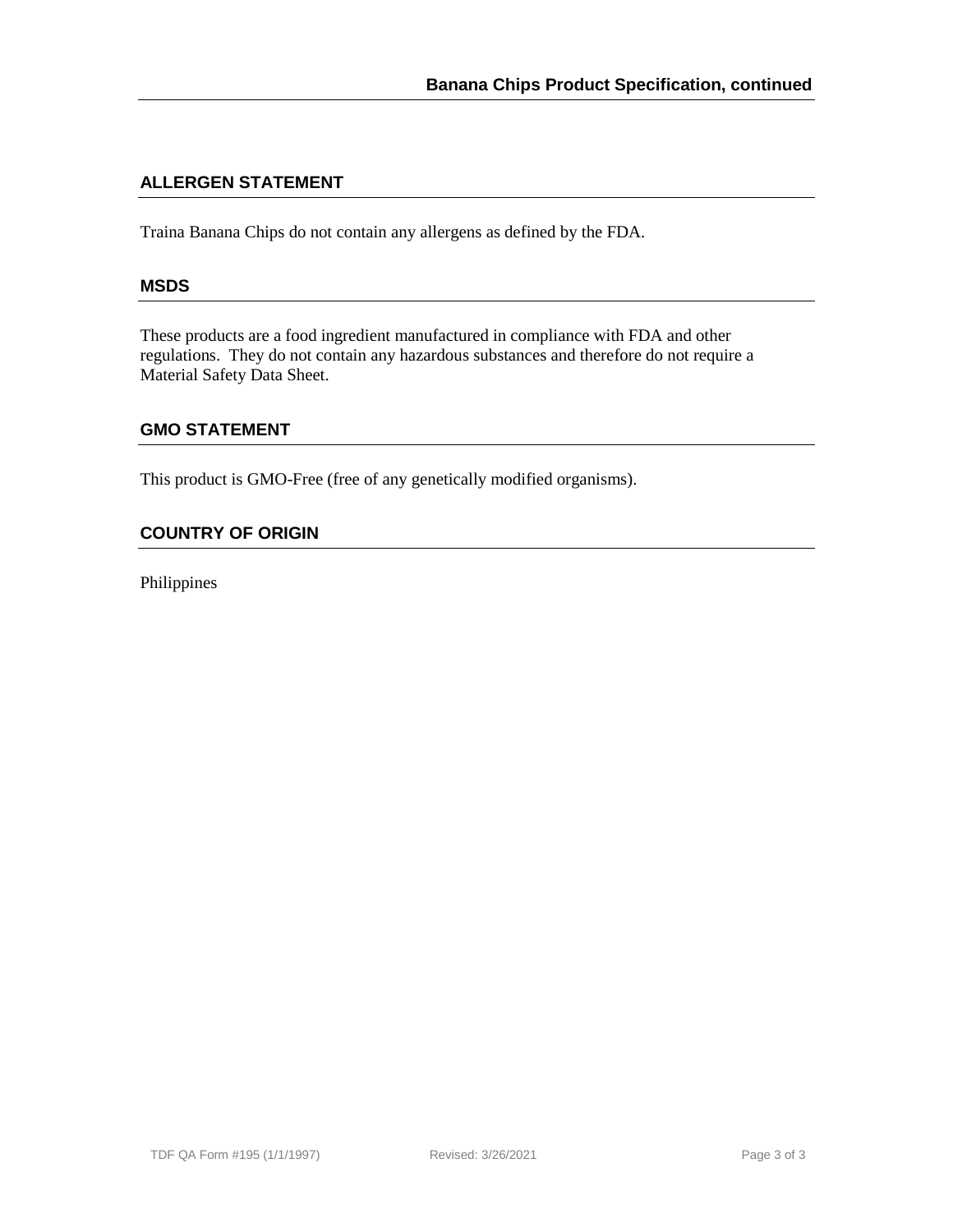## ALLERGEN STATEMENT

Traina Banana Chips do not contain any allergens as defined by the FDA.

## MSDS

These products are a food ingredient manufactured in compliance with FDA and other regulations. They do not contain any hazardous substances and therefore do not require a Material Safety Data Sheet.

## GMO STATEMENT

This product is GMO-Free (free of any genetically modified organisms).

## COUNTRY OF ORIGIN

Philippines